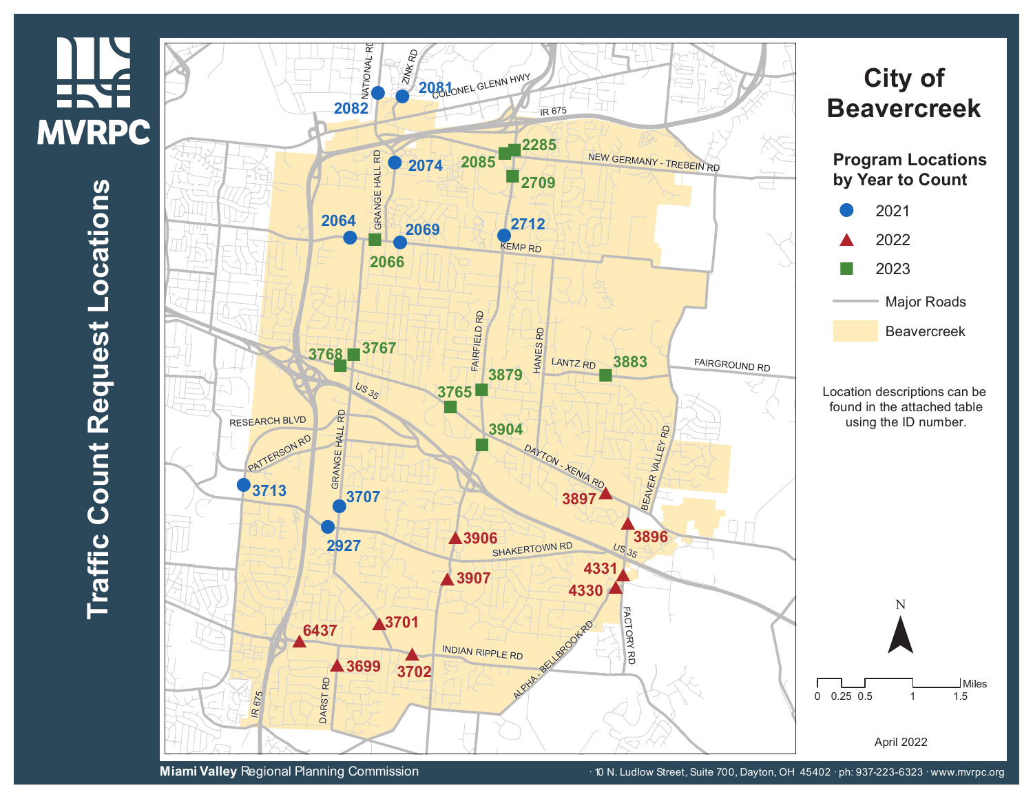# Traffic Count Request Locations

**MVRPC**

## City of Beavercreek

### Program Locations by Year to Count

- 2021
- 2022
- 2023
- Major Roads
- Beavercreek

Location descriptions can be found in the attached table using the ID number.

**2021:** 2081, 2082, 2074, 2064, 2069, 2712, 3713, 3707, 2927

**2022:** 3897, 3896, 3906, 3907, 4331, 4330, 6437, 3701, 3699, 3702

**2023:** 2285, 2085, 2709, 2066, 3768, 3767, 3883, 3879, 3765, 3904

Roads: National Rd, Zink Rd, Colonel Glenn Hwy, IR 675, New Germany - Trebein Rd, Grange Hall Rd, Kemp Rd, Fairfield Rd, Hanes Rd, Lantz Rd, Fairground Rd, US 35, Research Blvd, Patterson Rd, Dayton - Xenia Rd, Beaver Valley Rd, Shakertown Rd, Factory Rd, Alpha - Bellbrook Rd, Indian Ripple Rd, Darst Rd

N

Miles: 0, 0.25, 0.5, 1, 1.5

April 2022

**Miami Valley** Regional Planning Commission · 10 N. Ludlow Street, Suite 700, Dayton, OH 45402 · ph: 937-223-6323 · www.mvrpc.org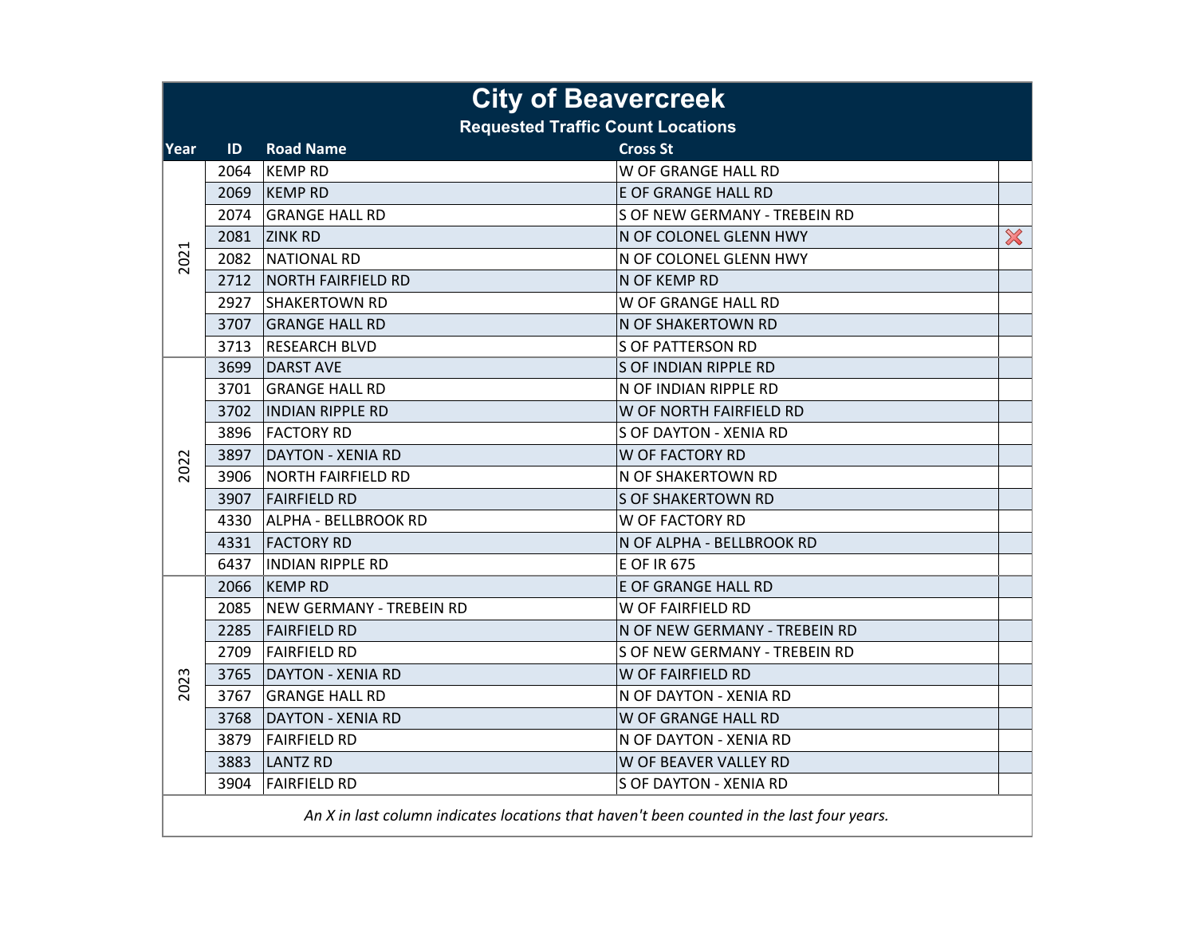# City of Beavercreek

## Requested Traffic Count Locations

| Year | ID | Road Name | Cross St | |
|---|---|---|---|---|
| 2021 | 2064 | KEMP RD | W OF GRANGE HALL RD | |
| | 2069 | KEMP RD | E OF GRANGE HALL RD | |
| | 2074 | GRANGE HALL RD | S OF NEW GERMANY - TREBEIN RD | |
| | 2081 | ZINK RD | N OF COLONEL GLENN HWY | X |
| | 2082 | NATIONAL RD | N OF COLONEL GLENN HWY | |
| | 2712 | NORTH FAIRFIELD RD | N OF KEMP RD | |
| | 2927 | SHAKERTOWN RD | W OF GRANGE HALL RD | |
| | 3707 | GRANGE HALL RD | N OF SHAKERTOWN RD | |
| | 3713 | RESEARCH BLVD | S OF PATTERSON RD | |
| 2022 | 3699 | DARST AVE | S OF INDIAN RIPPLE RD | |
| | 3701 | GRANGE HALL RD | N OF INDIAN RIPPLE RD | |
| | 3702 | INDIAN RIPPLE RD | W OF NORTH FAIRFIELD RD | |
| | 3896 | FACTORY RD | S OF DAYTON - XENIA RD | |
| | 3897 | DAYTON - XENIA RD | W OF FACTORY RD | |
| | 3906 | NORTH FAIRFIELD RD | N OF SHAKERTOWN RD | |
| | 3907 | FAIRFIELD RD | S OF SHAKERTOWN RD | |
| | 4330 | ALPHA - BELLBROOK RD | W OF FACTORY RD | |
| | 4331 | FACTORY RD | N OF ALPHA - BELLBROOK RD | |
| | 6437 | INDIAN RIPPLE RD | E OF IR 675 | |
| 2023 | 2066 | KEMP RD | E OF GRANGE HALL RD | |
| | 2085 | NEW GERMANY - TREBEIN RD | W OF FAIRFIELD RD | |
| | 2285 | FAIRFIELD RD | N OF NEW GERMANY - TREBEIN RD | |
| | 2709 | FAIRFIELD RD | S OF NEW GERMANY - TREBEIN RD | |
| | 3765 | DAYTON - XENIA RD | W OF FAIRFIELD RD | |
| | 3767 | GRANGE HALL RD | N OF DAYTON - XENIA RD | |
| | 3768 | DAYTON - XENIA RD | W OF GRANGE HALL RD | |
| | 3879 | FAIRFIELD RD | N OF DAYTON - XENIA RD | |
| | 3883 | LANTZ RD | W OF BEAVER VALLEY RD | |
| | 3904 | FAIRFIELD RD | S OF DAYTON - XENIA RD | |

*An X in last column indicates locations that haven't been counted in the last four years.*